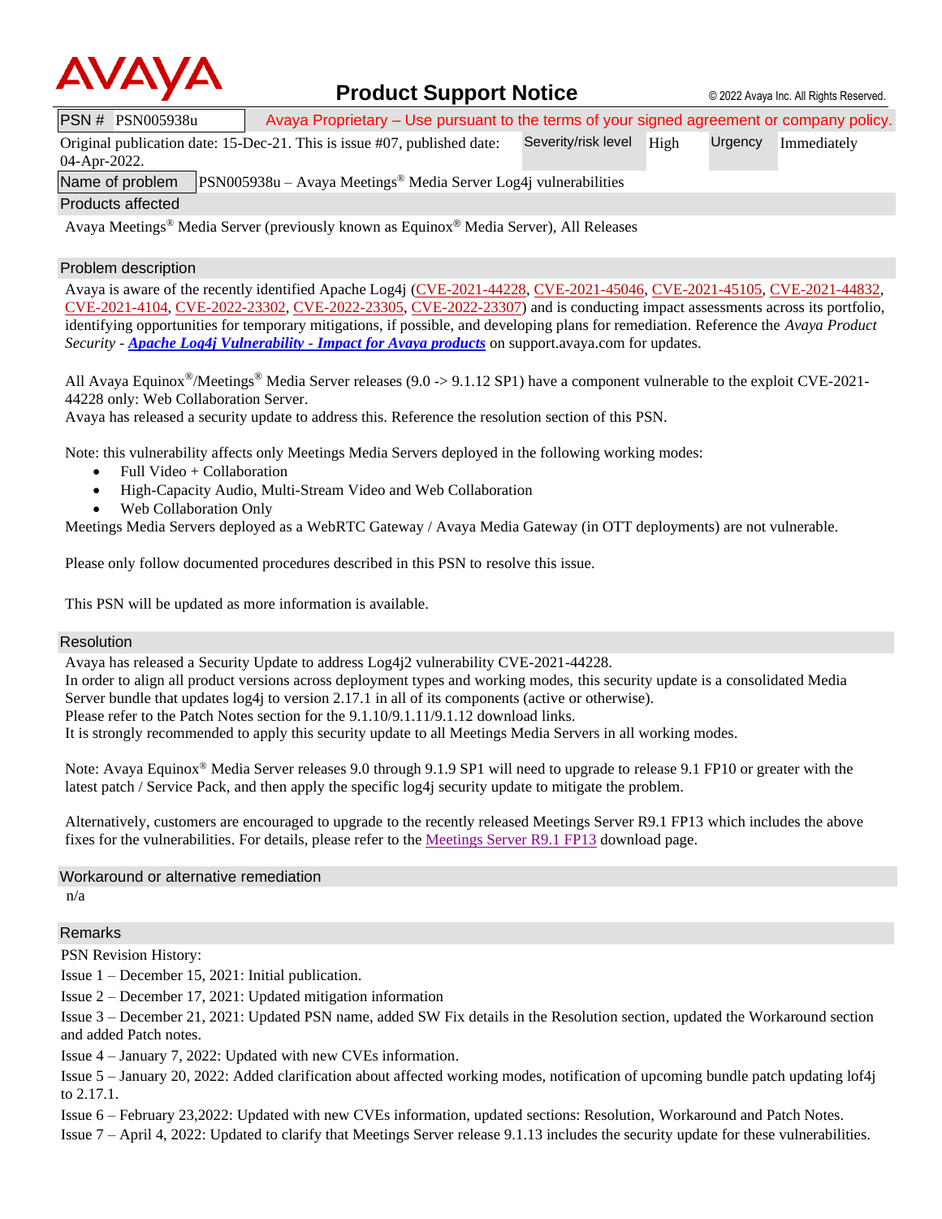# Product Support Notice

© 2022 Avaya Inc. All Rights Reserved.

| PSN # PSN005938u | Avaya Proprietary – Use pursuant to the terms of your signed agreement or company policy. | | | |
|---|---|---|---|---|
| Original publication date: 15-Dec-21. This is issue #07, published date: 04-Apr-2022. | Severity/risk level | High | Urgency | Immediately |
| Name of problem | PSN005938u – Avaya Meetings® Media Server Log4j vulnerabilities | | | |

## Products affected

Avaya Meetings® Media Server (previously known as Equinox® Media Server), All Releases

## Problem description

Avaya is aware of the recently identified Apache Log4j (CVE-2021-44228, CVE-2021-45046, CVE-2021-45105, CVE-2021-44832, CVE-2021-4104, CVE-2022-23302, CVE-2022-23305, CVE-2022-23307) and is conducting impact assessments across its portfolio, identifying opportunities for temporary mitigations, if possible, and developing plans for remediation. Reference the *Avaya Product Security - **Apache Log4j Vulnerability - Impact for Avaya products*** on support.avaya.com for updates.

All Avaya Equinox®/Meetings® Media Server releases (9.0 -> 9.1.12 SP1) have a component vulnerable to the exploit CVE-2021-44228 only: Web Collaboration Server.

Avaya has released a security update to address this. Reference the resolution section of this PSN.

Note: this vulnerability affects only Meetings Media Servers deployed in the following working modes:

- Full Video + Collaboration
- High-Capacity Audio, Multi-Stream Video and Web Collaboration
- Web Collaboration Only

Meetings Media Servers deployed as a WebRTC Gateway / Avaya Media Gateway (in OTT deployments) are not vulnerable.

Please only follow documented procedures described in this PSN to resolve this issue.

This PSN will be updated as more information is available.

## Resolution

Avaya has released a Security Update to address Log4j2 vulnerability CVE-2021-44228.

In order to align all product versions across deployment types and working modes, this security update is a consolidated Media Server bundle that updates log4j to version 2.17.1 in all of its components (active or otherwise).

Please refer to the Patch Notes section for the 9.1.10/9.1.11/9.1.12 download links.

It is strongly recommended to apply this security update to all Meetings Media Servers in all working modes.

Note: Avaya Equinox® Media Server releases 9.0 through 9.1.9 SP1 will need to upgrade to release 9.1 FP10 or greater with the latest patch / Service Pack, and then apply the specific log4j security update to mitigate the problem.

Alternatively, customers are encouraged to upgrade to the recently released Meetings Server R9.1 FP13 which includes the above fixes for the vulnerabilities. For details, please refer to the Meetings Server R9.1 FP13 download page.

## Workaround or alternative remediation

n/a

## Remarks

PSN Revision History:

Issue 1 – December 15, 2021: Initial publication.

Issue 2 – December 17, 2021: Updated mitigation information

Issue 3 – December 21, 2021: Updated PSN name, added SW Fix details in the Resolution section, updated the Workaround section and added Patch notes.

Issue 4 – January 7, 2022: Updated with new CVEs information.

Issue 5 – January 20, 2022: Added clarification about affected working modes, notification of upcoming bundle patch updating lof4j to 2.17.1.

Issue 6 – February 23,2022: Updated with new CVEs information, updated sections: Resolution, Workaround and Patch Notes.

Issue 7 – April 4, 2022: Updated to clarify that Meetings Server release 9.1.13 includes the security update for these vulnerabilities.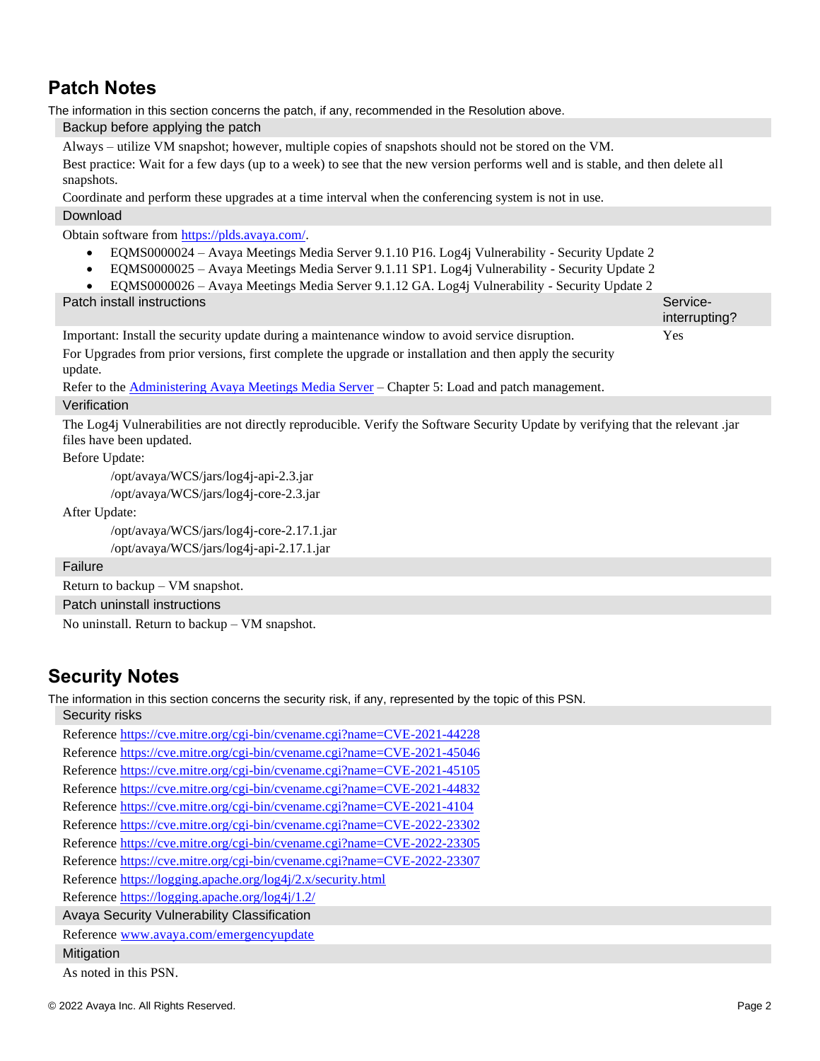## Patch Notes

The information in this section concerns the patch, if any, recommended in the Resolution above.

### Backup before applying the patch

Always – utilize VM snapshot; however, multiple copies of snapshots should not be stored on the VM.

Best practice: Wait for a few days (up to a week) to see that the new version performs well and is stable, and then delete all snapshots.

Coordinate and perform these upgrades at a time interval when the conferencing system is not in use.

### Download

Obtain software from [https://plds.avaya.com/](https://plds.avaya.com/).

- EQMS0000024 – Avaya Meetings Media Server 9.1.10 P16. Log4j Vulnerability - Security Update 2
- EQMS0000025 – Avaya Meetings Media Server 9.1.11 SP1. Log4j Vulnerability - Security Update 2
- EQMS0000026 – Avaya Meetings Media Server 9.1.12 GA. Log4j Vulnerability - Security Update 2

| Patch install instructions | Service-interrupting? |
|---|---|
| Important: Install the security update during a maintenance window to avoid service disruption.<br>For Upgrades from prior versions, first complete the upgrade or installation and then apply the security update.<br>Refer to the Administering Avaya Meetings Media Server – Chapter 5: Load and patch management. | Yes |

### Verification

The Log4j Vulnerabilities are not directly reproducible. Verify the Software Security Update by verifying that the relevant .jar files have been updated.

Before Update:

```
/opt/avaya/WCS/jars/log4j-api-2.3.jar
/opt/avaya/WCS/jars/log4j-core-2.3.jar
```

After Update:

```
/opt/avaya/WCS/jars/log4j-core-2.17.1.jar
/opt/avaya/WCS/jars/log4j-api-2.17.1.jar
```

### Failure

Return to backup – VM snapshot.

### Patch uninstall instructions

No uninstall. Return to backup – VM snapshot.

## Security Notes

The information in this section concerns the security risk, if any, represented by the topic of this PSN.

### Security risks

Reference https://cve.mitre.org/cgi-bin/cvename.cgi?name=CVE-2021-44228
Reference https://cve.mitre.org/cgi-bin/cvename.cgi?name=CVE-2021-45046
Reference https://cve.mitre.org/cgi-bin/cvename.cgi?name=CVE-2021-45105
Reference https://cve.mitre.org/cgi-bin/cvename.cgi?name=CVE-2021-44832
Reference https://cve.mitre.org/cgi-bin/cvename.cgi?name=CVE-2021-4104
Reference https://cve.mitre.org/cgi-bin/cvename.cgi?name=CVE-2022-23302
Reference https://cve.mitre.org/cgi-bin/cvename.cgi?name=CVE-2022-23305
Reference https://cve.mitre.org/cgi-bin/cvename.cgi?name=CVE-2022-23307
Reference https://logging.apache.org/log4j/2.x/security.html
Reference https://logging.apache.org/log4j/1.2/

### Avaya Security Vulnerability Classification

Reference www.avaya.com/emergencyupdate

### Mitigation

As noted in this PSN.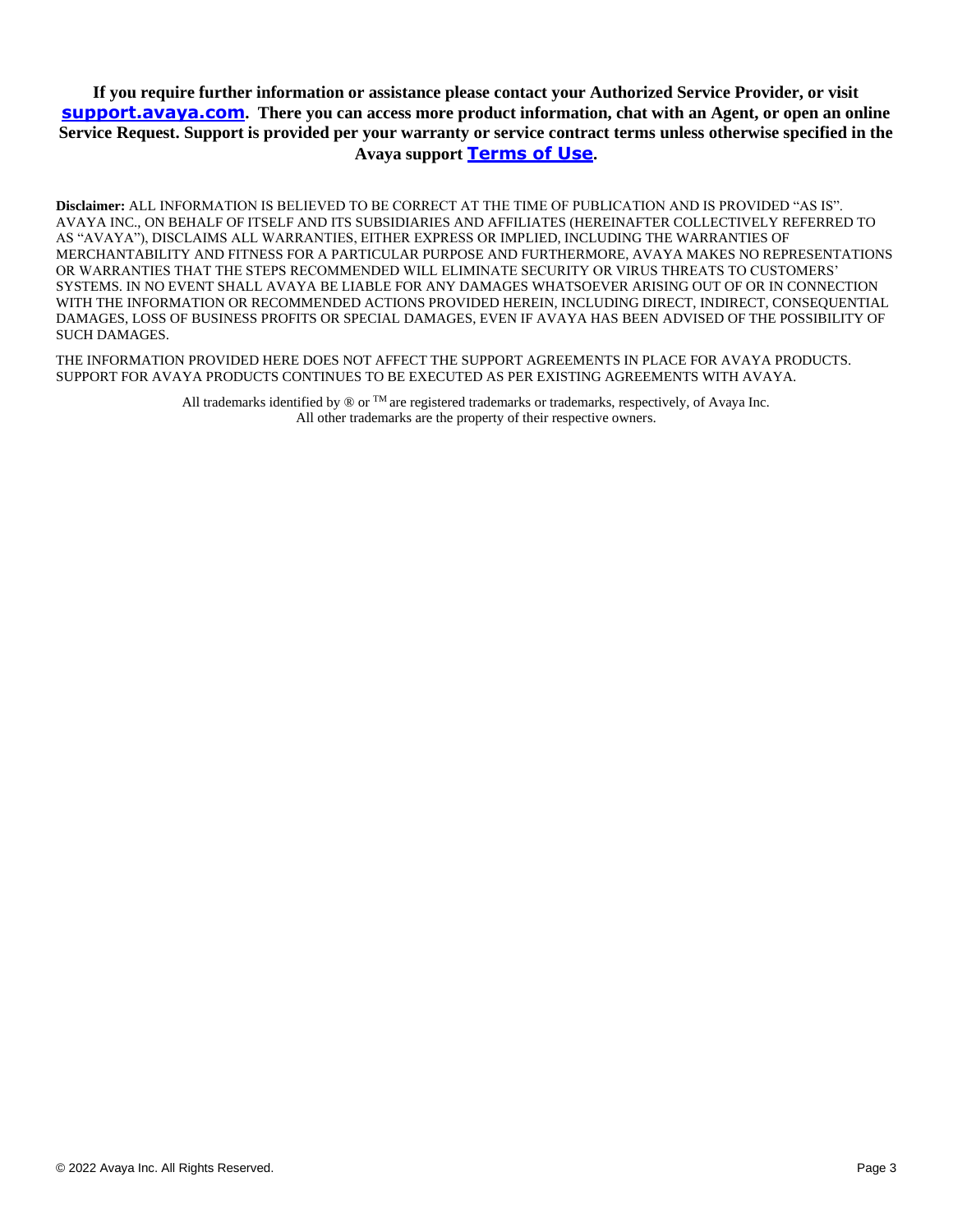**If you require further information or assistance please contact your Authorized Service Provider, or visit [support.avaya.com](support.avaya.com). There you can access more product information, chat with an Agent, or open an online Service Request. Support is provided per your warranty or service contract terms unless otherwise specified in the Avaya support [Terms of Use](Terms of Use).**

**Disclaimer:** ALL INFORMATION IS BELIEVED TO BE CORRECT AT THE TIME OF PUBLICATION AND IS PROVIDED "AS IS". AVAYA INC., ON BEHALF OF ITSELF AND ITS SUBSIDIARIES AND AFFILIATES (HEREINAFTER COLLECTIVELY REFERRED TO AS "AVAYA"), DISCLAIMS ALL WARRANTIES, EITHER EXPRESS OR IMPLIED, INCLUDING THE WARRANTIES OF MERCHANTABILITY AND FITNESS FOR A PARTICULAR PURPOSE AND FURTHERMORE, AVAYA MAKES NO REPRESENTATIONS OR WARRANTIES THAT THE STEPS RECOMMENDED WILL ELIMINATE SECURITY OR VIRUS THREATS TO CUSTOMERS' SYSTEMS. IN NO EVENT SHALL AVAYA BE LIABLE FOR ANY DAMAGES WHATSOEVER ARISING OUT OF OR IN CONNECTION WITH THE INFORMATION OR RECOMMENDED ACTIONS PROVIDED HEREIN, INCLUDING DIRECT, INDIRECT, CONSEQUENTIAL DAMAGES, LOSS OF BUSINESS PROFITS OR SPECIAL DAMAGES, EVEN IF AVAYA HAS BEEN ADVISED OF THE POSSIBILITY OF SUCH DAMAGES.

THE INFORMATION PROVIDED HERE DOES NOT AFFECT THE SUPPORT AGREEMENTS IN PLACE FOR AVAYA PRODUCTS. SUPPORT FOR AVAYA PRODUCTS CONTINUES TO BE EXECUTED AS PER EXISTING AGREEMENTS WITH AVAYA.

All trademarks identified by ® or ™ are registered trademarks or trademarks, respectively, of Avaya Inc.
All other trademarks are the property of their respective owners.

© 2022 Avaya Inc. All Rights Reserved.